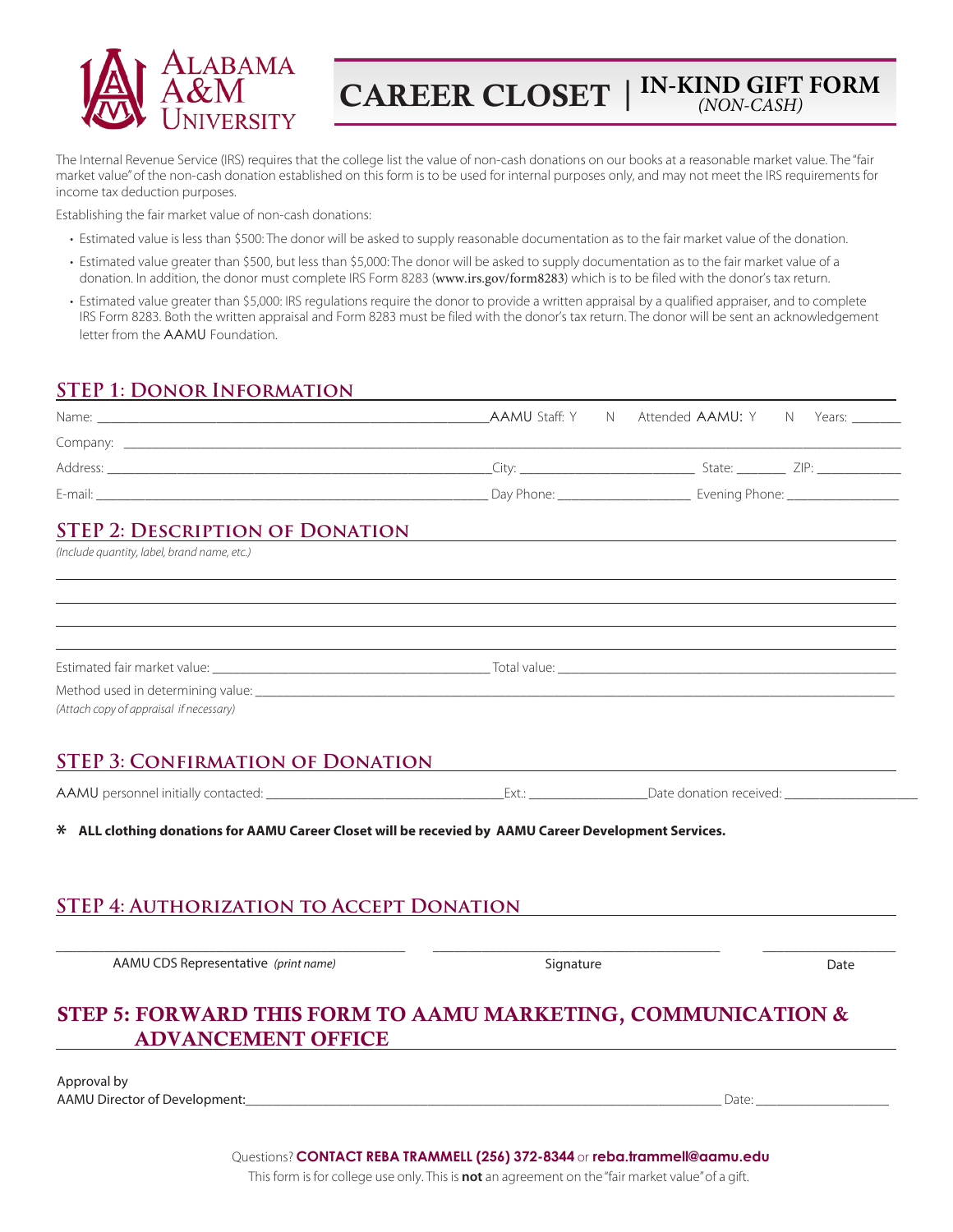Alabama A&M University

# CAREER CLOSET | IN-KIND GIFT FORM *(NON-CASH)*

The Internal Revenue Service (IRS) requires that the college list the value of non-cash donations on our books at a reasonable market value. The "fair market value" of the non-cash donation established on this form is to be used for internal purposes only, and may not meet the IRS requirements for income tax deduction purposes.

Establishing the fair market value of non-cash donations:

- Estimated value is less than $500: The donor will be asked to supply reasonable documentation as to the fair market value of the donation.
- Estimated value greater than $500, but less than $5,000: The donor will be asked to supply documentation as to the fair market value of a donation. In addition, the donor must complete IRS Form 8283 (www.irs.gov/form8283) which is to be filed with the donor's tax return.
- Estimated value greater than $5,000: IRS regulations require the donor to provide a written appraisal by a qualified appraiser, and to complete IRS Form 8283. Both the written appraisal and Form 8283 must be filed with the donor's tax return. The donor will be sent an acknowledgement letter from the AAMU Foundation.

## STEP 1: Donor Information

Name: ______________________________ AAMU Staff: Y N Attended AAMU: Y N Years: _______

Company: ______________________________

Address: ______________________________ City: ______________ State: _______ ZIP: ___________

E-mail: ______________________________ Day Phone: ______________ Evening Phone: ______________

## STEP 2: Description of Donation

*(Include quantity, label, brand name, etc.)*

______________________________

______________________________

______________________________

______________________________

Estimated fair market value: ______________________________ Total value: ______________________________

Method used in determining value: ______________________________

*(Attach copy of appraisal if necessary)*

## STEP 3: Confirmation of Donation

AAMU personnel initially contacted: ______________________ Ext.: ____________ Date donation received: ______________

**\* ALL clothing donations for AAMU Career Closet will be recevied by AAMU Career Development Services.**

## STEP 4: Authorization to Accept Donation

______________________________ ______________________________ ______________

AAMU CDS Representative *(print name)* Signature Date

## STEP 5: FORWARD THIS FORM TO AAMU MARKETING, COMMUNICATION & ADVANCEMENT OFFICE

Approval by
AAMU Director of Development: ______________________________ Date: ______________

Questions? **CONTACT REBA TRAMMELL (256) 372-8344** or **reba.trammell@aamu.edu**

This form is for college use only. This is **not** an agreement on the "fair market value" of a gift.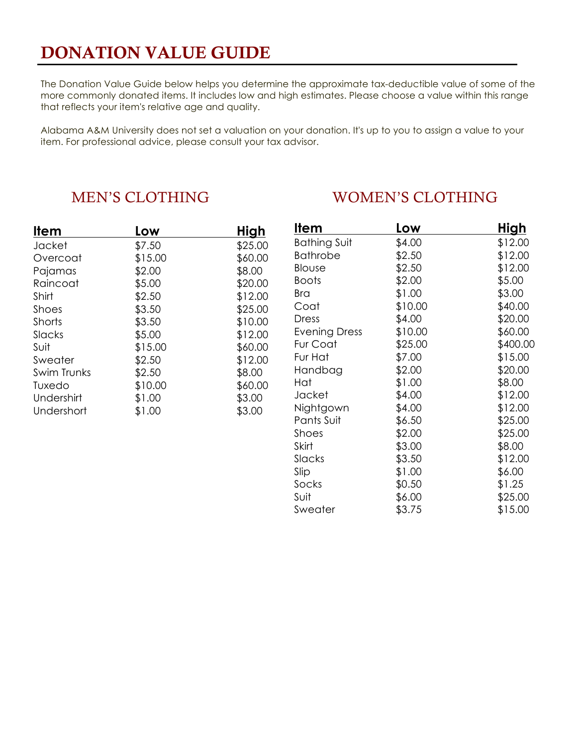# DONATION VALUE GUIDE

The Donation Value Guide below helps you determine the approximate tax-deductible value of some of the more commonly donated items. It includes low and high estimates. Please choose a value within this range that reflects your item's relative age and quality.

Alabama A&M University does not set a valuation on your donation. It's up to you to assign a value to your item. For professional advice, please consult your tax advisor.

## MEN'S CLOTHING

| Item | Low | High |
|---|---|---|
| Jacket | $7.50 | $25.00 |
| Overcoat | $15.00 | $60.00 |
| Pajamas | $2.00 | $8.00 |
| Raincoat | $5.00 | $20.00 |
| Shirt | $2.50 | $12.00 |
| Shoes | $3.50 | $25.00 |
| Shorts | $3.50 | $10.00 |
| Slacks | $5.00 | $12.00 |
| Suit | $15.00 | $60.00 |
| Sweater | $2.50 | $12.00 |
| Swim Trunks | $2.50 | $8.00 |
| Tuxedo | $10.00 | $60.00 |
| Undershirt | $1.00 | $3.00 |
| Undershort | $1.00 | $3.00 |

## WOMEN'S CLOTHING

| Item | Low | High |
|---|---|---|
| Bathing Suit | $4.00 | $12.00 |
| Bathrobe | $2.50 | $12.00 |
| Blouse | $2.50 | $12.00 |
| Boots | $2.00 | $5.00 |
| Bra | $1.00 | $3.00 |
| Coat | $10.00 | $40.00 |
| Dress | $4.00 | $20.00 |
| Evening Dress | $10.00 | $60.00 |
| Fur Coat | $25.00 | $400.00 |
| Fur Hat | $7.00 | $15.00 |
| Handbag | $2.00 | $20.00 |
| Hat | $1.00 | $8.00 |
| Jacket | $4.00 | $12.00 |
| Nightgown | $4.00 | $12.00 |
| Pants Suit | $6.50 | $25.00 |
| Shoes | $2.00 | $25.00 |
| Skirt | $3.00 | $8.00 |
| Slacks | $3.50 | $12.00 |
| Slip | $1.00 | $6.00 |
| Socks | $0.50 | $1.25 |
| Suit | $6.00 | $25.00 |
| Sweater | $3.75 | $15.00 |